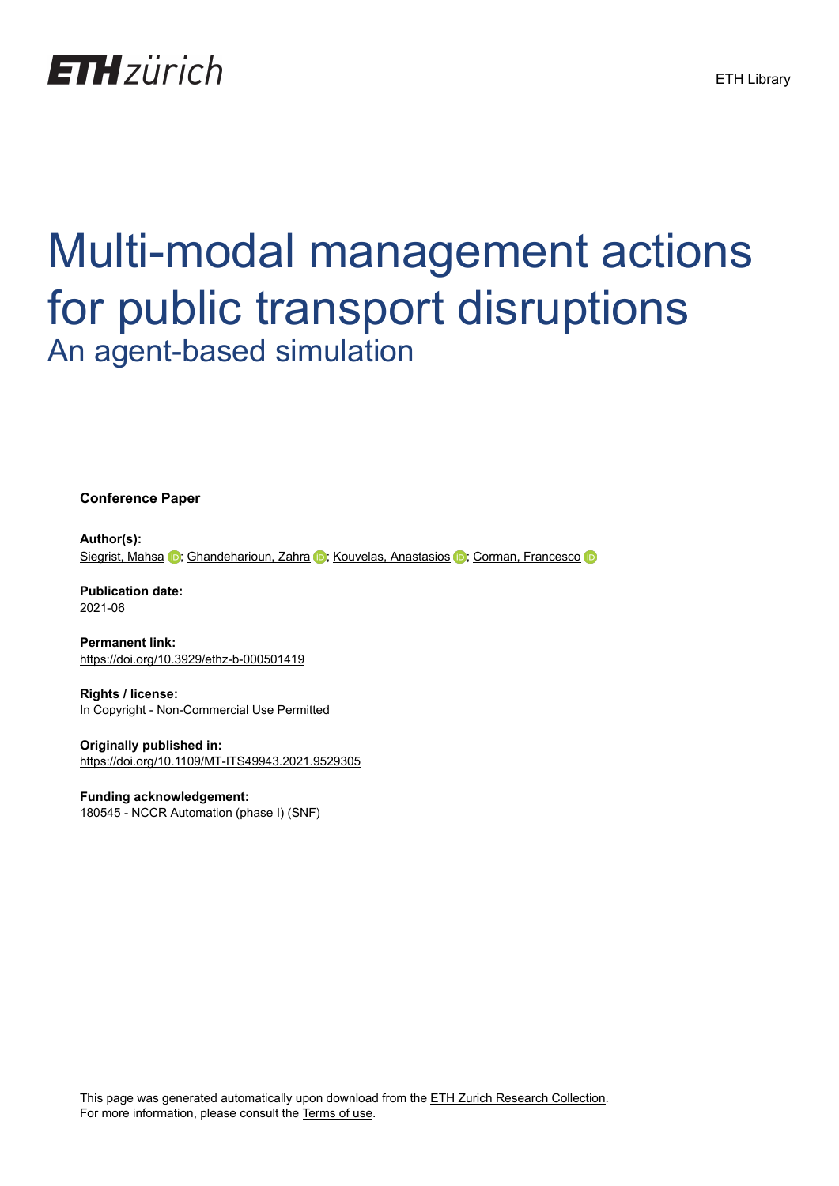ETH zürich

ETH Library

# Multi-modal management actions for public transport disruptions

## An agent-based simulation

**Conference Paper**

**Author(s):**
Siegrist, Mahsa; Ghandeharioun, Zahra; Kouvelas, Anastasios; Corman, Francesco

**Publication date:**
2021-06

**Permanent link:**
https://doi.org/10.3929/ethz-b-000501419

**Rights / license:**
In Copyright - Non-Commercial Use Permitted

**Originally published in:**
https://doi.org/10.1109/MT-ITS49943.2021.9529305

**Funding acknowledgement:**
180545 - NCCR Automation (phase I) (SNF)

This page was generated automatically upon download from the ETH Zurich Research Collection. For more information, please consult the Terms of use.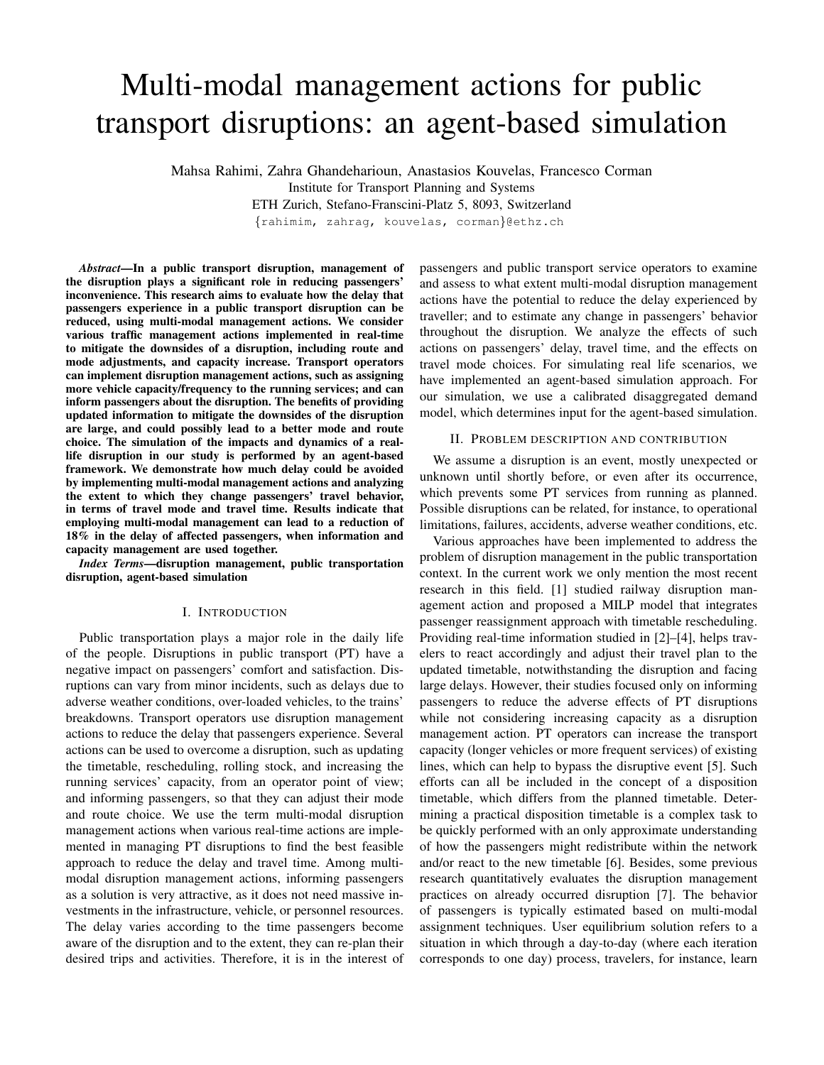# Multi-modal management actions for public transport disruptions: an agent-based simulation

Mahsa Rahimi, Zahra Ghandeharioun, Anastasios Kouvelas, Francesco Corman
Institute for Transport Planning and Systems
ETH Zurich, Stefano-Franscini-Platz 5, 8093, Switzerland
{rahimim, zahrag, kouvelas, corman}@ethz.ch

***Abstract*—In a public transport disruption, management of the disruption plays a significant role in reducing passengers' inconvenience. This research aims to evaluate how the delay that passengers experience in a public transport disruption can be reduced, using multi-modal management actions. We consider various traffic management actions implemented in real-time to mitigate the downsides of a disruption, including route and mode adjustments, and capacity increase. Transport operators can implement disruption management actions, such as assigning more vehicle capacity/frequency to the running services; and can inform passengers about the disruption. The benefits of providing updated information to mitigate the downsides of the disruption are large, and could possibly lead to a better mode and route choice. The simulation of the impacts and dynamics of a real-life disruption in our study is performed by an agent-based framework. We demonstrate how much delay could be avoided by implementing multi-modal management actions and analyzing the extent to which they change passengers' travel behavior, in terms of travel mode and travel time. Results indicate that employing multi-modal management can lead to a reduction of 18% in the delay of affected passengers, when information and capacity management are used together.**

***Index Terms*—disruption management, public transportation disruption, agent-based simulation**

## I. Introduction

Public transportation plays a major role in the daily life of the people. Disruptions in public transport (PT) have a negative impact on passengers' comfort and satisfaction. Disruptions can vary from minor incidents, such as delays due to adverse weather conditions, over-loaded vehicles, to the trains' breakdowns. Transport operators use disruption management actions to reduce the delay that passengers experience. Several actions can be used to overcome a disruption, such as updating the timetable, rescheduling, rolling stock, and increasing the running services' capacity, from an operator point of view; and informing passengers, so that they can adjust their mode and route choice. We use the term multi-modal disruption management actions when various real-time actions are implemented in managing PT disruptions to find the best feasible approach to reduce the delay and travel time. Among multi-modal disruption management actions, informing passengers as a solution is very attractive, as it does not need massive investments in the infrastructure, vehicle, or personnel resources. The delay varies according to the time passengers become aware of the disruption and to the extent, they can re-plan their desired trips and activities. Therefore, it is in the interest of passengers and public transport service operators to examine and assess to what extent multi-modal disruption management actions have the potential to reduce the delay experienced by traveller; and to estimate any change in passengers' behavior throughout the disruption. We analyze the effects of such actions on passengers' delay, travel time, and the effects on travel mode choices. For simulating real life scenarios, we have implemented an agent-based simulation approach. For our simulation, we use a calibrated disaggregated demand model, which determines input for the agent-based simulation.

## II. Problem description and contribution

We assume a disruption is an event, mostly unexpected or unknown until shortly before, or even after its occurrence, which prevents some PT services from running as planned. Possible disruptions can be related, for instance, to operational limitations, failures, accidents, adverse weather conditions, etc.

Various approaches have been implemented to address the problem of disruption management in the public transportation context. In the current work we only mention the most recent research in this field. [1] studied railway disruption management action and proposed a MILP model that integrates passenger reassignment approach with timetable rescheduling. Providing real-time information studied in [2]–[4], helps travelers to react accordingly and adjust their travel plan to the updated timetable, notwithstanding the disruption and facing large delays. However, their studies focused only on informing passengers to reduce the adverse effects of PT disruptions while not considering increasing capacity as a disruption management action. PT operators can increase the transport capacity (longer vehicles or more frequent services) of existing lines, which can help to bypass the disruptive event [5]. Such efforts can all be included in the concept of a disposition timetable, which differs from the planned timetable. Determining a practical disposition timetable is a complex task to be quickly performed with an only approximate understanding of how the passengers might redistribute within the network and/or react to the new timetable [6]. Besides, some previous research quantitatively evaluates the disruption management practices on already occurred disruption [7]. The behavior of passengers is typically estimated based on multi-modal assignment techniques. User equilibrium solution refers to a situation in which through a day-to-day (where each iteration corresponds to one day) process, travelers, for instance, learn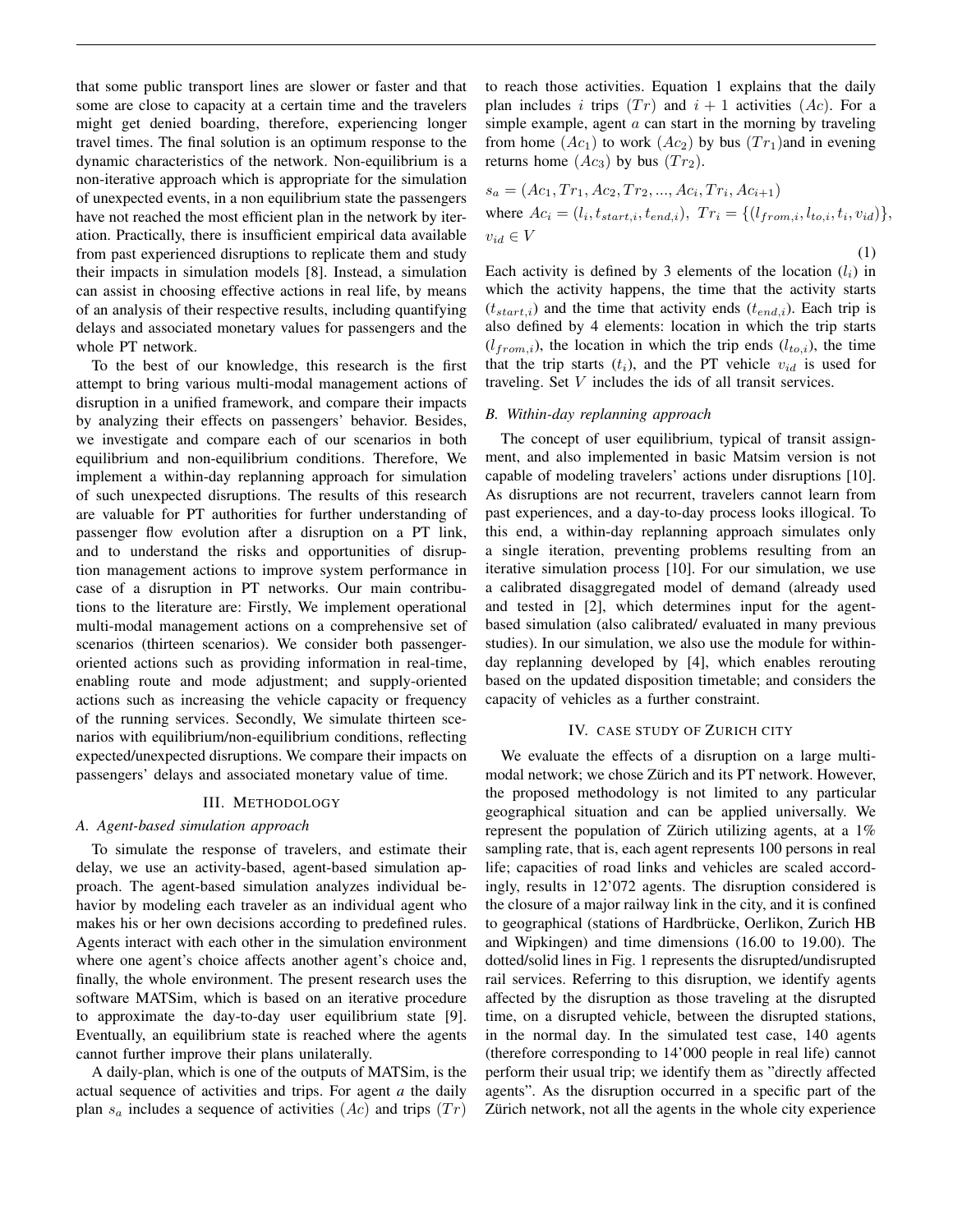that some public transport lines are slower or faster and that some are close to capacity at a certain time and the travelers might get denied boarding, therefore, experiencing longer travel times. The final solution is an optimum response to the dynamic characteristics of the network. Non-equilibrium is a non-iterative approach which is appropriate for the simulation of unexpected events, in a non equilibrium state the passengers have not reached the most efficient plan in the network by iteration. Practically, there is insufficient empirical data available from past experienced disruptions to replicate them and study their impacts in simulation models [8]. Instead, a simulation can assist in choosing effective actions in real life, by means of an analysis of their respective results, including quantifying delays and associated monetary values for passengers and the whole PT network.

To the best of our knowledge, this research is the first attempt to bring various multi-modal management actions of disruption in a unified framework, and compare their impacts by analyzing their effects on passengers' behavior. Besides, we investigate and compare each of our scenarios in both equilibrium and non-equilibrium conditions. Therefore, We implement a within-day replanning approach for simulation of such unexpected disruptions. The results of this research are valuable for PT authorities for further understanding of passenger flow evolution after a disruption on a PT link, and to understand the risks and opportunities of disruption management actions to improve system performance in case of a disruption in PT networks. Our main contributions to the literature are: Firstly, We implement operational multi-modal management actions on a comprehensive set of scenarios (thirteen scenarios). We consider both passenger-oriented actions such as providing information in real-time, enabling route and mode adjustment; and supply-oriented actions such as increasing the vehicle capacity or frequency of the running services. Secondly, We simulate thirteen scenarios with equilibrium/non-equilibrium conditions, reflecting expected/unexpected disruptions. We compare their impacts on passengers' delays and associated monetary value of time.

## III. Methodology

### A. Agent-based simulation approach

To simulate the response of travelers, and estimate their delay, we use an activity-based, agent-based simulation approach. The agent-based simulation analyzes individual behavior by modeling each traveler as an individual agent who makes his or her own decisions according to predefined rules. Agents interact with each other in the simulation environment where one agent's choice affects another agent's choice and, finally, the whole environment. The present research uses the software MATSim, which is based on an iterative procedure to approximate the day-to-day user equilibrium state [9]. Eventually, an equilibrium state is reached where the agents cannot further improve their plans unilaterally.

A daily-plan, which is one of the outputs of MATSim, is the actual sequence of activities and trips. For agent *a* the daily plan $s_a$ includes a sequence of activities ($Ac$) and trips ($Tr$) to reach those activities. Equation 1 explains that the daily plan includes $i$ trips ($Tr$) and $i+1$ activities ($Ac$). For a simple example, agent $a$ can start in the morning by traveling from home ($Ac_1$) to work ($Ac_2$) by bus ($Tr_1$)and in evening returns home ($Ac_3$) by bus ($Tr_2$).

$$s_a = (Ac_1, Tr_1, Ac_2, Tr_2, ..., Ac_i, Tr_i, Ac_{i+1})$$
$$\text{where } Ac_i = (l_i, t_{start,i}, t_{end,i}),\ Tr_i = \{(l_{from,i}, l_{to,i}, t_i, v_{id})\},$$
$$v_{id} \in V \tag{1}$$

Each activity is defined by 3 elements of the location ($l_i$) in which the activity happens, the time that the activity starts ($t_{start,i}$) and the time that activity ends ($t_{end,i}$). Each trip is also defined by 4 elements: location in which the trip starts ($l_{from,i}$), the location in which the trip ends ($l_{to,i}$), the time that the trip starts ($t_i$), and the PT vehicle $v_{id}$ is used for traveling. Set $V$ includes the ids of all transit services.

### B. Within-day replanning approach

The concept of user equilibrium, typical of transit assignment, and also implemented in basic Matsim version is not capable of modeling travelers' actions under disruptions [10]. As disruptions are not recurrent, travelers cannot learn from past experiences, and a day-to-day process looks illogical. To this end, a within-day replanning approach simulates only a single iteration, preventing problems resulting from an iterative simulation process [10]. For our simulation, we use a calibrated disaggregated model of demand (already used and tested in [2], which determines input for the agent-based simulation (also calibrated/ evaluated in many previous studies). In our simulation, we also use the module for within-day replanning developed by [4], which enables rerouting based on the updated disposition timetable; and considers the capacity of vehicles as a further constraint.

## IV. Case study of Zurich city

We evaluate the effects of a disruption on a large multi-modal network; we chose Zürich and its PT network. However, the proposed methodology is not limited to any particular geographical situation and can be applied universally. We represent the population of Zürich utilizing agents, at a 1% sampling rate, that is, each agent represents 100 persons in real life; capacities of road links and vehicles are scaled accordingly, results in 12'072 agents. The disruption considered is the closure of a major railway link in the city, and it is confined to geographical (stations of Hardbrücke, Oerlikon, Zurich HB and Wipkingen) and time dimensions (16.00 to 19.00). The dotted/solid lines in Fig. 1 represents the disrupted/undisrupted rail services. Referring to this disruption, we identify agents affected by the disruption as those traveling at the disrupted time, on a disrupted vehicle, between the disrupted stations, in the normal day. In the simulated test case, 140 agents (therefore corresponding to 14'000 people in real life) cannot perform their usual trip; we identify them as "directly affected agents". As the disruption occurred in a specific part of the Zürich network, not all the agents in the whole city experience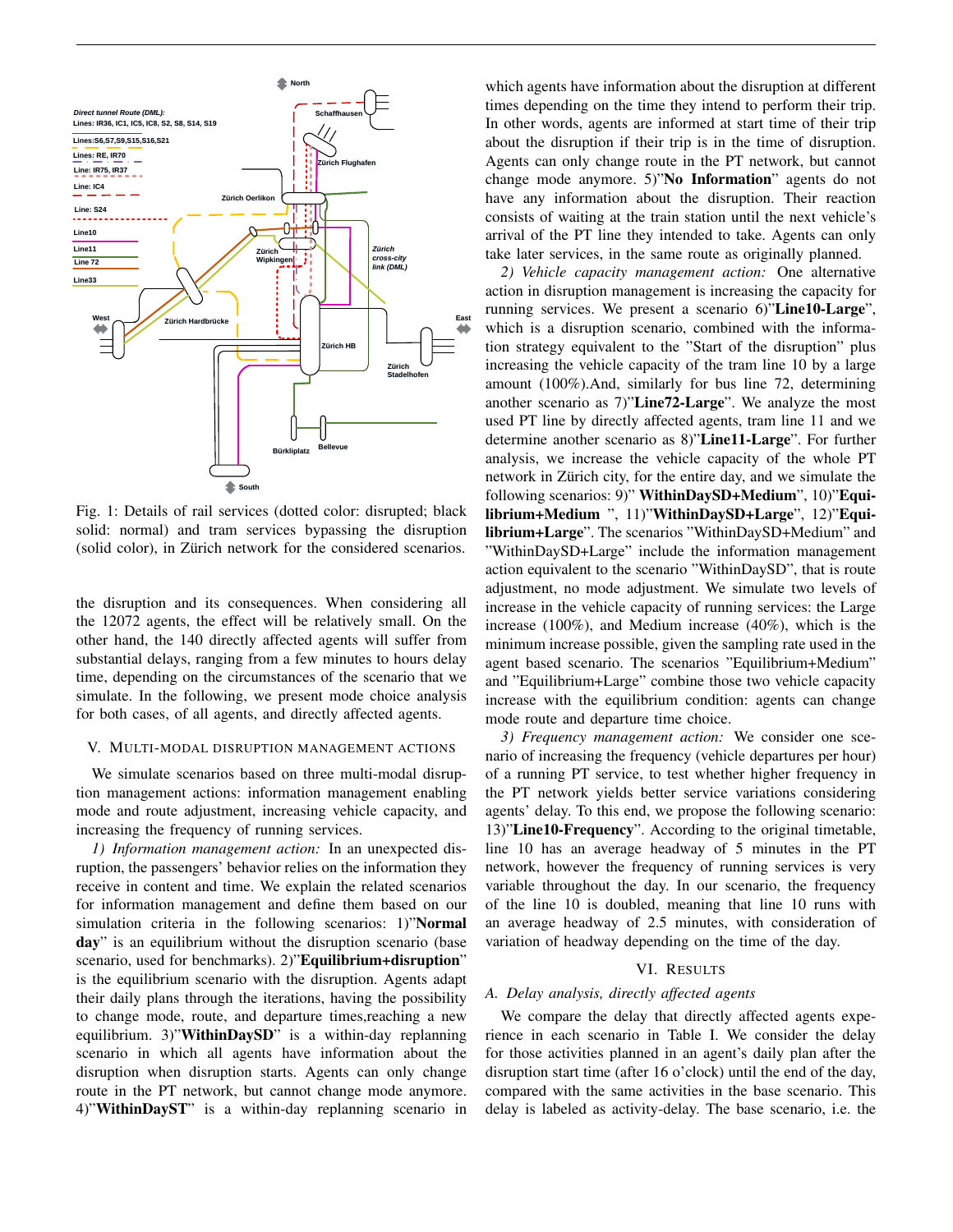Fig. 1: Details of rail services (dotted color: disrupted; black solid: normal) and tram services bypassing the disruption (solid color), in Zürich network for the considered scenarios.

the disruption and its consequences. When considering all the 12072 agents, the effect will be relatively small. On the other hand, the 140 directly affected agents will suffer from substantial delays, ranging from a few minutes to hours delay time, depending on the circumstances of the scenario that we simulate. In the following, we present mode choice analysis for both cases, of all agents, and directly affected agents.

## V. Multi-modal disruption management actions

We simulate scenarios based on three multi-modal disruption management actions: information management enabling mode and route adjustment, increasing vehicle capacity, and increasing the frequency of running services.

*1) Information management action:* In an unexpected disruption, the passengers' behavior relies on the information they receive in content and time. We explain the related scenarios for information management and define them based on our simulation criteria in the following scenarios: 1)"**Normal day**" is an equilibrium without the disruption scenario (base scenario, used for benchmarks). 2)"**Equilibrium+disruption**" is the equilibrium scenario with the disruption. Agents adapt their daily plans through the iterations, having the possibility to change mode, route, and departure times,reaching a new equilibrium. 3)"**WithinDaySD**" is a within-day replanning scenario in which all agents have information about the disruption when disruption starts. Agents can only change route in the PT network, but cannot change mode anymore. 4)"**WithinDayST**" is a within-day replanning scenario in which agents have information about the disruption at different times depending on the time they intend to perform their trip. In other words, agents are informed at start time of their trip about the disruption if their trip is in the time of disruption. Agents can only change route in the PT network, but cannot change mode anymore. 5)"**No Information**" agents do not have any information about the disruption. Their reaction consists of waiting at the train station until the next vehicle's arrival of the PT line they intended to take. Agents can only take later services, in the same route as originally planned.

*2) Vehicle capacity management action:* One alternative action in disruption management is increasing the capacity for running services. We present a scenario 6)"**Line10-Large**", which is a disruption scenario, combined with the information strategy equivalent to the "Start of the disruption" plus increasing the vehicle capacity of the tram line 10 by a large amount (100%).And, similarly for bus line 72, determining another scenario as 7)"**Line72-Large**". We analyze the most used PT line by directly affected agents, tram line 11 and we determine another scenario as 8)"**Line11-Large**". For further analysis, we increase the vehicle capacity of the whole PT network in Zürich city, for the entire day, and we simulate the following scenarios: 9)" **WithinDaySD+Medium**", 10)"**Equilibrium+Medium** ", 11)"**WithinDaySD+Large**", 12)"**Equilibrium+Large**". The scenarios "WithinDaySD+Medium" and "WithinDaySD+Large" include the information management action equivalent to the scenario "WithinDaySD", that is route adjustment, no mode adjustment. We simulate two levels of increase in the vehicle capacity of running services: the Large increase (100%), and Medium increase (40%), which is the minimum increase possible, given the sampling rate used in the agent based scenario. The scenarios "Equilibrium+Medium" and "Equilibrium+Large" combine those two vehicle capacity increase with the equilibrium condition: agents can change mode route and departure time choice.

*3) Frequency management action:* We consider one scenario of increasing the frequency (vehicle departures per hour) of a running PT service, to test whether higher frequency in the PT network yields better service variations considering agents' delay. To this end, we propose the following scenario: 13)"**Line10-Frequency**". According to the original timetable, line 10 has an average headway of 5 minutes in the PT network, however the frequency of running services is very variable throughout the day. In our scenario, the frequency of the line 10 is doubled, meaning that line 10 runs with an average headway of 2.5 minutes, with consideration of variation of headway depending on the time of the day.

## VI. Results

### *A. Delay analysis, directly affected agents*

We compare the delay that directly affected agents experience in each scenario in Table I. We consider the delay for those activities planned in an agent's daily plan after the disruption start time (after 16 o'clock) until the end of the day, compared with the same activities in the base scenario. This delay is labeled as activity-delay. The base scenario, i.e. the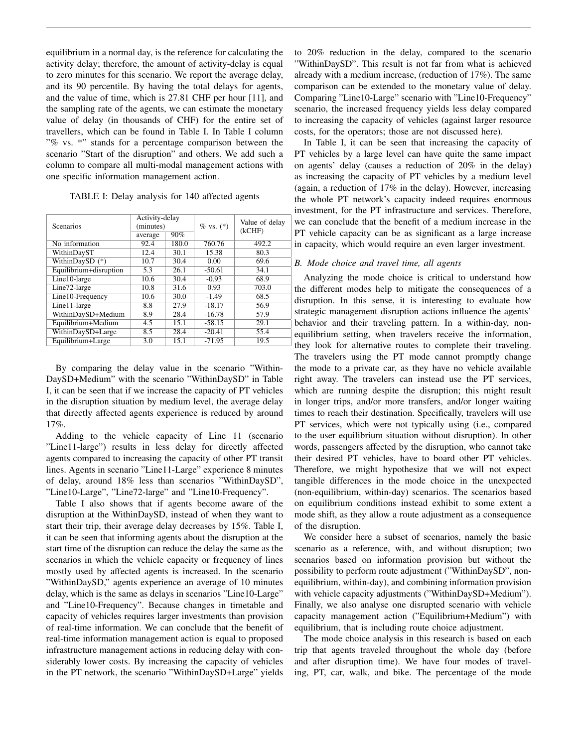equilibrium in a normal day, is the reference for calculating the activity delay; therefore, the amount of activity-delay is equal to zero minutes for this scenario. We report the average delay, and its 90 percentile. By having the total delays for agents, and the value of time, which is 27.81 CHF per hour [11], and the sampling rate of the agents, we can estimate the monetary value of delay (in thousands of CHF) for the entire set of travellers, which can be found in Table I. In Table I column "% vs. *" stands for a percentage comparison between the scenario "Start of the disruption" and others. We add such a column to compare all multi-modal management actions with one specific information management action.

TABLE I: Delay analysis for 140 affected agents

| Scenarios | Activity-delay (minutes) | | % vs. (*) | Value of delay (kCHF) |
|---|---|---|---|---|
| | average | 90% | | |
| No information | 92.4 | 180.0 | 760.76 | 492.2 |
| WithinDayST | 12.4 | 30.1 | 15.38 | 80.3 |
| WithinDaySD (*) | 10.7 | 30.4 | 0.00 | 69.6 |
| Equilibrium+disruption | 5.3 | 26.1 | -50.61 | 34.1 |
| Line10-large | 10.6 | 30.4 | -0.93 | 68.9 |
| Line72-large | 10.8 | 31.6 | 0.93 | 703.0 |
| Line10-Frequency | 10.6 | 30.0 | -1.49 | 68.5 |
| Line11-large | 8.8 | 27.9 | -18.17 | 56.9 |
| WithinDaySD+Medium | 8.9 | 28.4 | -16.78 | 57.9 |
| Equilibrium+Medium | 4.5 | 15.1 | -58.15 | 29.1 |
| WithinDaySD+Large | 8.5 | 28.4 | -20.41 | 55.4 |
| Equilibrium+Large | 3.0 | 15.1 | -71.95 | 19.5 |

By comparing the delay value in the scenario "WithinDaySD+Medium" with the scenario "WithinDaySD" in Table I, it can be seen that if we increase the capacity of PT vehicles in the disruption situation by medium level, the average delay that directly affected agents experience is reduced by around 17%.

Adding to the vehicle capacity of Line 11 (scenario "Line11-large") results in less delay for directly affected agents compared to increasing the capacity of other PT transit lines. Agents in scenario "Line11-Large" experience 8 minutes of delay, around 18% less than scenarios "WithinDaySD", "Line10-Large", "Line72-large" and "Line10-Frequency".

Table I also shows that if agents become aware of the disruption at the WithinDaySD, instead of when they want to start their trip, their average delay decreases by 15%. Table I, it can be seen that informing agents about the disruption at the start time of the disruption can reduce the delay the same as the scenarios in which the vehicle capacity or frequency of lines mostly used by affected agents is increased. In the scenario "WithinDaySD," agents experience an average of 10 minutes delay, which is the same as delays in scenarios "Line10-Large" and "Line10-Frequency". Because changes in timetable and capacity of vehicles requires larger investments than provision of real-time information. We can conclude that the benefit of real-time information management action is equal to proposed infrastructure management actions in reducing delay with considerably lower costs. By increasing the capacity of vehicles in the PT network, the scenario "WithinDaySD+Large" yields to 20% reduction in the delay, compared to the scenario "WithinDaySD". This result is not far from what is achieved already with a medium increase, (reduction of 17%). The same comparison can be extended to the monetary value of delay. Comparing "Line10-Large" scenario with "Line10-Frequency" scenario, the increased frequency yields less delay compared to increasing the capacity of vehicles (against larger resource costs, for the operators; those are not discussed here).

In Table I, it can be seen that increasing the capacity of PT vehicles by a large level can have quite the same impact on agents' delay (causes a reduction of 20% in the delay) as increasing the capacity of PT vehicles by a medium level (again, a reduction of 17% in the delay). However, increasing the whole PT network's capacity indeed requires enormous investment, for the PT infrastructure and services. Therefore, we can conclude that the benefit of a medium increase in the PT vehicle capacity can be as significant as a large increase in capacity, which would require an even larger investment.

## B. Mode choice and travel time, all agents

Analyzing the mode choice is critical to understand how the different modes help to mitigate the consequences of a disruption. In this sense, it is interesting to evaluate how strategic management disruption actions influence the agents' behavior and their traveling pattern. In a within-day, non-equilibrium setting, when travelers receive the information, they look for alternative routes to complete their traveling. The travelers using the PT mode cannot promptly change the mode to a private car, as they have no vehicle available right away. The travelers can instead use the PT services, which are running despite the disruption; this might result in longer trips, and/or more transfers, and/or longer waiting times to reach their destination. Specifically, travelers will use PT services, which were not typically using (i.e., compared to the user equilibrium situation without disruption). In other words, passengers affected by the disruption, who cannot take their desired PT vehicles, have to board other PT vehicles. Therefore, we might hypothesize that we will not expect tangible differences in the mode choice in the unexpected (non-equilibrium, within-day) scenarios. The scenarios based on equilibrium conditions instead exhibit to some extent a mode shift, as they allow a route adjustment as a consequence of the disruption.

We consider here a subset of scenarios, namely the basic scenario as a reference, with, and without disruption; two scenarios based on information provision but without the possibility to perform route adjustment ("WithinDaySD", non-equilibrium, within-day), and combining information provision with vehicle capacity adjustments ("WithinDaySD+Medium"). Finally, we also analyse one disrupted scenario with vehicle capacity management action ("Equilibrium+Medium") with equilibrium, that is including route choice adjustment.

The mode choice analysis in this research is based on each trip that agents traveled throughout the whole day (before and after disruption time). We have four modes of traveling, PT, car, walk, and bike. The percentage of the mode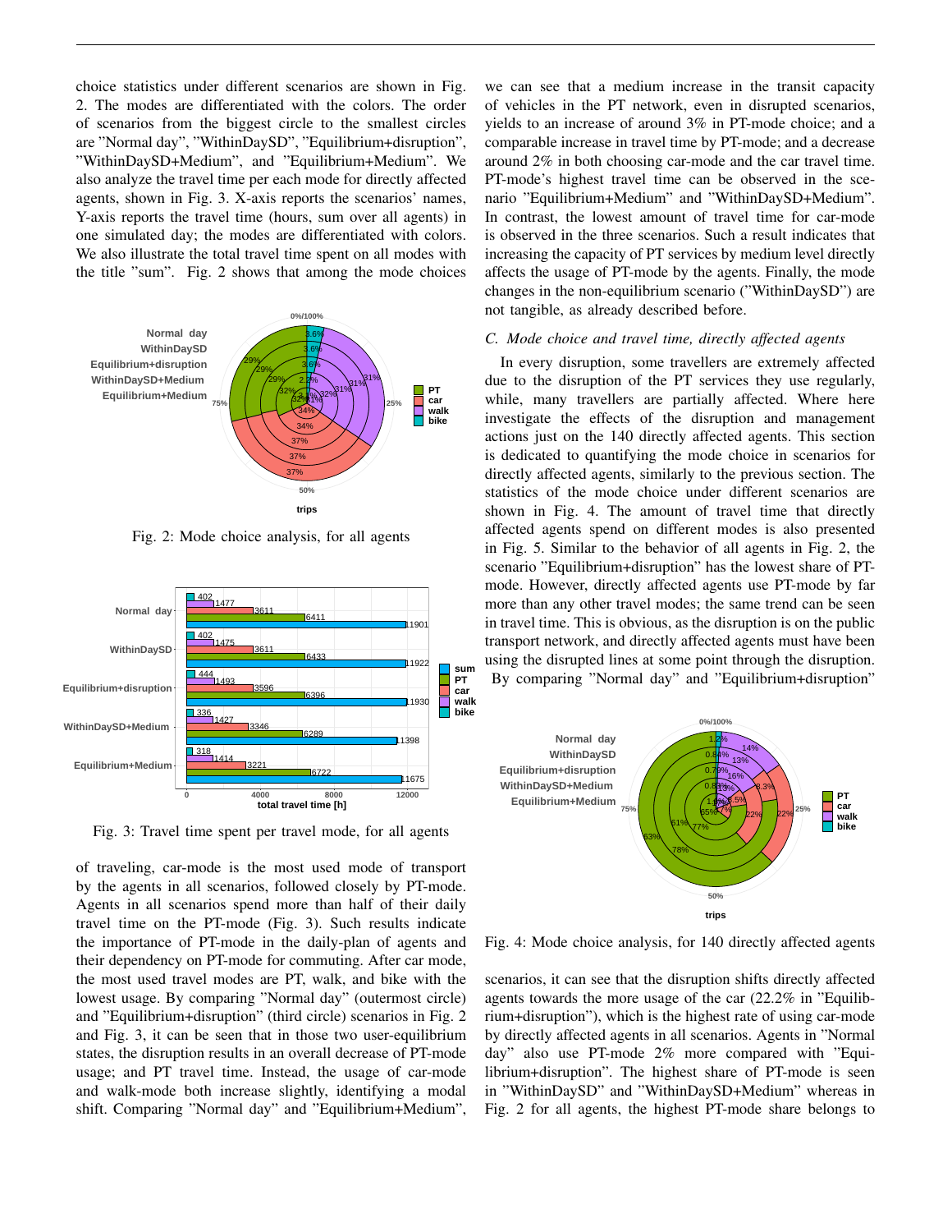choice statistics under different scenarios are shown in Fig. 2. The modes are differentiated with the colors. The order of scenarios from the biggest circle to the smallest circles are "Normal day", "WithinDaySD", "Equilibrium+disruption", "WithinDaySD+Medium", and "Equilibrium+Medium". We also analyze the travel time per each mode for directly affected agents, shown in Fig. 3. X-axis reports the scenarios' names, Y-axis reports the travel time (hours, sum over all agents) in one simulated day; the modes are differentiated with colors. We also illustrate the total travel time spent on all modes with the title "sum". Fig. 2 shows that among the mode choices

Fig. 2: Mode choice analysis, for all agents

Fig. 3: Travel time spent per travel mode, for all agents

of traveling, car-mode is the most used mode of transport by the agents in all scenarios, followed closely by PT-mode. Agents in all scenarios spend more than half of their daily travel time on the PT-mode (Fig. 3). Such results indicate the importance of PT-mode in the daily-plan of agents and their dependency on PT-mode for commuting. After car mode, the most used travel modes are PT, walk, and bike with the lowest usage. By comparing "Normal day" (outermost circle) and "Equilibrium+disruption" (third circle) scenarios in Fig. 2 and Fig. 3, it can be seen that in those two user-equilibrium states, the disruption results in an overall decrease of PT-mode usage; and PT travel time. Instead, the usage of car-mode and walk-mode both increase slightly, identifying a modal shift. Comparing "Normal day" and "Equilibrium+Medium", we can see that a medium increase in the transit capacity of vehicles in the PT network, even in disrupted scenarios, yields to an increase of around 3% in PT-mode choice; and a comparable increase in travel time by PT-mode; and a decrease around 2% in both choosing car-mode and the car travel time. PT-mode's highest travel time can be observed in the scenario "Equilibrium+Medium" and "WithinDaySD+Medium". In contrast, the lowest amount of travel time for car-mode is observed in the three scenarios. Such a result indicates that increasing the capacity of PT services by medium level directly affects the usage of PT-mode by the agents. Finally, the mode changes in the non-equilibrium scenario ("WithinDaySD") are not tangible, as already described before.

### *C. Mode choice and travel time, directly affected agents*

In every disruption, some travellers are extremely affected due to the disruption of the PT services they use regularly, while, many travellers are partially affected. Where here investigate the effects of the disruption and management actions just on the 140 directly affected agents. This section is dedicated to quantifying the mode choice in scenarios for directly affected agents, similarly to the previous section. The statistics of the mode choice under different scenarios are shown in Fig. 4. The amount of travel time that directly affected agents spend on different modes is also presented in Fig. 5. Similar to the behavior of all agents in Fig. 2, the scenario "Equilibrium+disruption" has the lowest share of PT-mode. However, directly affected agents use PT-mode by far more than any other travel modes; the same trend can be seen in travel time. This is obvious, as the disruption is on the public transport network, and directly affected agents must have been using the disrupted lines at some point through the disruption. By comparing "Normal day" and "Equilibrium+disruption"

Fig. 4: Mode choice analysis, for 140 directly affected agents

scenarios, it can see that the disruption shifts directly affected agents towards the more usage of the car (22.2% in "Equilibrium+disruption"), which is the highest rate of using car-mode by directly affected agents in all scenarios. Agents in "Normal day" also use PT-mode 2% more compared with "Equilibrium+disruption". The highest share of PT-mode is seen in "WithinDaySD" and "WithinDaySD+Medium" whereas in Fig. 2 for all agents, the highest PT-mode share belongs to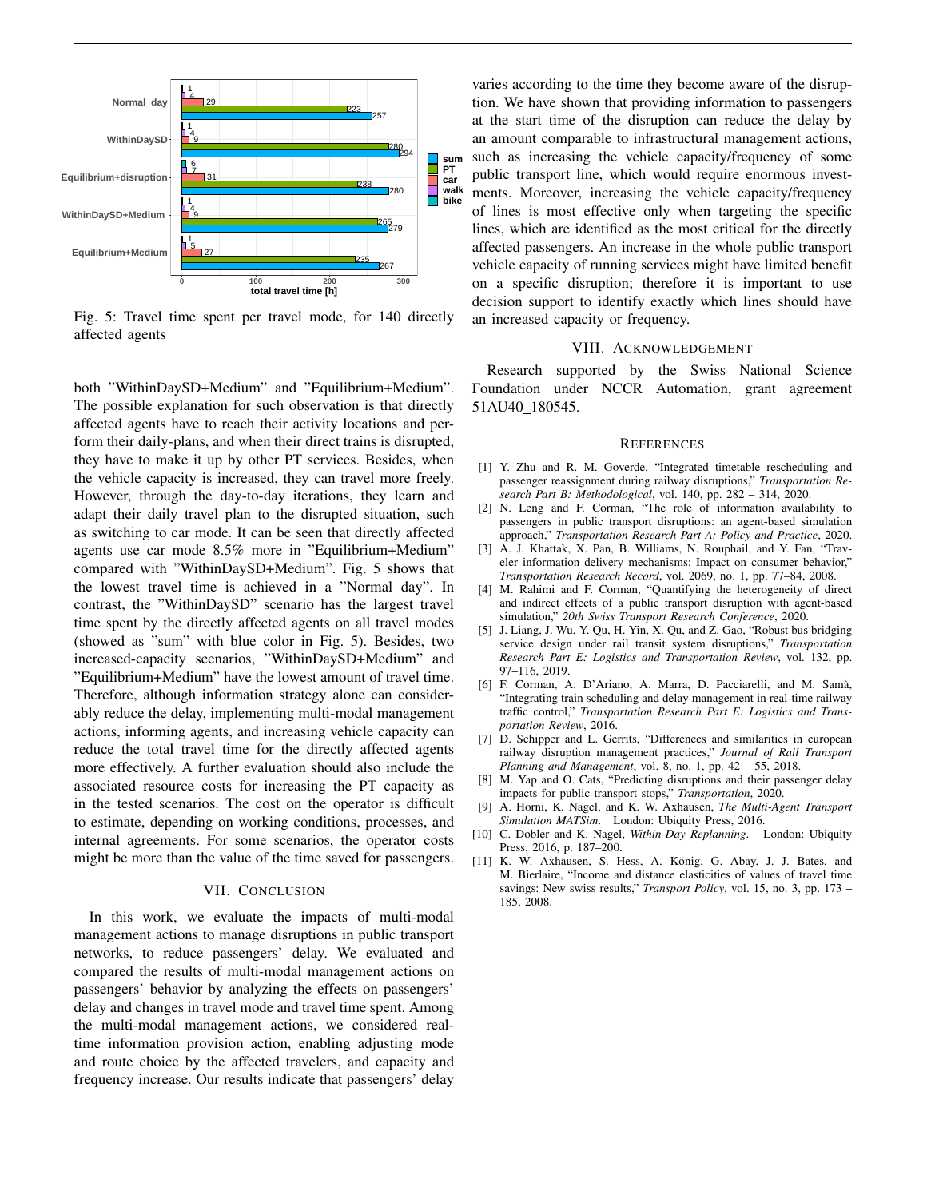Normal day
WithinDaySD
Equilibrium+disruption
WithinDaySD+Medium
Equilibrium+Medium

1
4
29
223
257
1
4
9
280
294
6
7
31
238
280
1
4
9
265
279
1
5
27
235
267

0
100
200
300
total travel time [h]

sum
PT
car
walk
bike

Fig. 5: Travel time spent per travel mode, for 140 directly affected agents

both "WithinDaySD+Medium" and "Equilibrium+Medium". The possible explanation for such observation is that directly affected agents have to reach their activity locations and perform their daily-plans, and when their direct trains is disrupted, they have to make it up by other PT services. Besides, when the vehicle capacity is increased, they can travel more freely. However, through the day-to-day iterations, they learn and adapt their daily travel plan to the disrupted situation, such as switching to car mode. It can be seen that directly affected agents use car mode 8.5% more in "Equilibrium+Medium" compared with "WithinDaySD+Medium". Fig. 5 shows that the lowest travel time is achieved in a "Normal day". In contrast, the "WithinDaySD" scenario has the largest travel time spent by the directly affected agents on all travel modes (showed as "sum" with blue color in Fig. 5). Besides, two increased-capacity scenarios, "WithinDaySD+Medium" and "Equilibrium+Medium" have the lowest amount of travel time. Therefore, although information strategy alone can considerably reduce the delay, implementing multi-modal management actions, informing agents, and increasing vehicle capacity can reduce the total travel time for the directly affected agents more effectively. A further evaluation should also include the associated resource costs for increasing the PT capacity as in the tested scenarios. The cost on the operator is difficult to estimate, depending on working conditions, processes, and internal agreements. For some scenarios, the operator costs might be more than the value of the time saved for passengers.

## VII. Conclusion

In this work, we evaluate the impacts of multi-modal management actions to manage disruptions in public transport networks, to reduce passengers' delay. We evaluated and compared the results of multi-modal management actions on passengers' behavior by analyzing the effects on passengers' delay and changes in travel mode and travel time spent. Among the multi-modal management actions, we considered real-time information provision action, enabling adjusting mode and route choice by the affected travelers, and capacity and frequency increase. Our results indicate that passengers' delay varies according to the time they become aware of the disruption. We have shown that providing information to passengers at the start time of the disruption can reduce the delay by an amount comparable to infrastructural management actions, such as increasing the vehicle capacity/frequency of some public transport line, which would require enormous investments. Moreover, increasing the vehicle capacity/frequency of lines is most effective only when targeting the specific lines, which are identified as the most critical for the directly affected passengers. An increase in the whole public transport vehicle capacity of running services might have limited benefit on a specific disruption; therefore it is important to use decision support to identify exactly which lines should have an increased capacity or frequency.

## VIII. Acknowledgement

Research supported by the Swiss National Science Foundation under NCCR Automation, grant agreement 51AU40_180545.

## References

[1] Y. Zhu and R. M. Goverde, "Integrated timetable rescheduling and passenger reassignment during railway disruptions," *Transportation Research Part B: Methodological*, vol. 140, pp. 282 – 314, 2020.

[2] N. Leng and F. Corman, "The role of information availability to passengers in public transport disruptions: an agent-based simulation approach," *Transportation Research Part A: Policy and Practice*, 2020.

[3] A. J. Khattak, X. Pan, B. Williams, N. Rouphail, and Y. Fan, "Traveler information delivery mechanisms: Impact on consumer behavior," *Transportation Research Record*, vol. 2069, no. 1, pp. 77–84, 2008.

[4] M. Rahimi and F. Corman, "Quantifying the heterogeneity of direct and indirect effects of a public transport disruption with agent-based simulation," *20th Swiss Transport Research Conference*, 2020.

[5] J. Liang, J. Wu, Y. Qu, H. Yin, X. Qu, and Z. Gao, "Robust bus bridging service design under rail transit system disruptions," *Transportation Research Part E: Logistics and Transportation Review*, vol. 132, pp. 97–116, 2019.

[6] F. Corman, A. D'Ariano, A. Marra, D. Pacciarelli, and M. Samà, "Integrating train scheduling and delay management in real-time railway traffic control," *Transportation Research Part E: Logistics and Transportation Review*, 2016.

[7] D. Schipper and L. Gerrits, "Differences and similarities in european railway disruption management practices," *Journal of Rail Transport Planning and Management*, vol. 8, no. 1, pp. 42 – 55, 2018.

[8] M. Yap and O. Cats, "Predicting disruptions and their passenger delay impacts for public transport stops," *Transportation*, 2020.

[9] A. Horni, K. Nagel, and K. W. Axhausen, *The Multi-Agent Transport Simulation MATSim*. London: Ubiquity Press, 2016.

[10] C. Dobler and K. Nagel, *Within-Day Replanning*. London: Ubiquity Press, 2016, p. 187–200.

[11] K. W. Axhausen, S. Hess, A. König, G. Abay, J. J. Bates, and M. Bierlaire, "Income and distance elasticities of values of travel time savings: New swiss results," *Transport Policy*, vol. 15, no. 3, pp. 173 – 185, 2008.